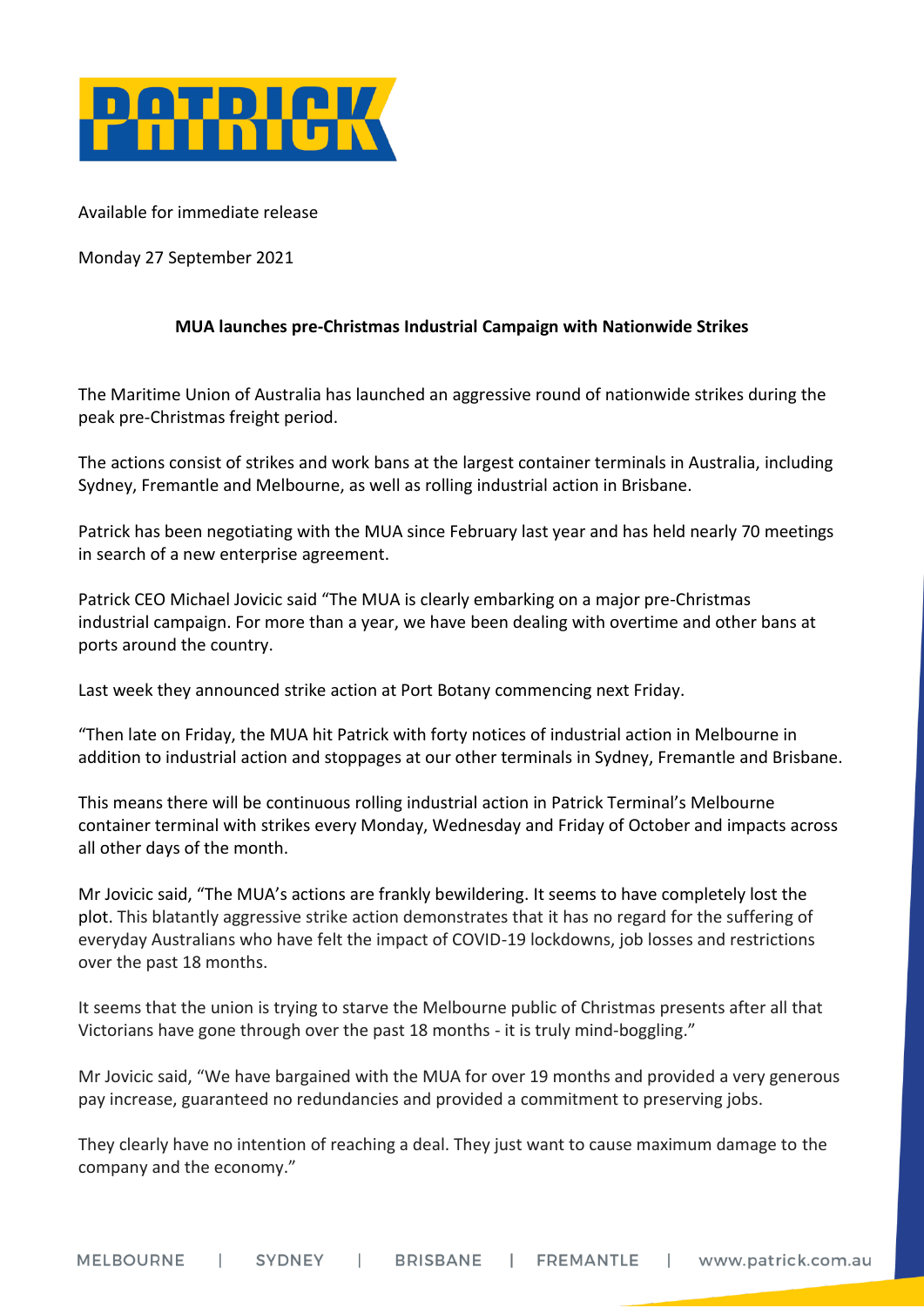PATRICK

Available for immediate release

Monday 27 September 2021

**MUA launches pre-Christmas Industrial Campaign with Nationwide Strikes**

The Maritime Union of Australia has launched an aggressive round of nationwide strikes during the peak pre-Christmas freight period.

The actions consist of strikes and work bans at the largest container terminals in Australia, including Sydney, Fremantle and Melbourne, as well as rolling industrial action in Brisbane.

Patrick has been negotiating with the MUA since February last year and has held nearly 70 meetings in search of a new enterprise agreement.

Patrick CEO Michael Jovicic said "The MUA is clearly embarking on a major pre-Christmas industrial campaign. For more than a year, we have been dealing with overtime and other bans at ports around the country.

Last week they announced strike action at Port Botany commencing next Friday.

"Then late on Friday, the MUA hit Patrick with forty notices of industrial action in Melbourne in addition to industrial action and stoppages at our other terminals in Sydney, Fremantle and Brisbane.

This means there will be continuous rolling industrial action in Patrick Terminal's Melbourne container terminal with strikes every Monday, Wednesday and Friday of October and impacts across all other days of the month.

Mr Jovicic said, "The MUA's actions are frankly bewildering. It seems to have completely lost the plot. This blatantly aggressive strike action demonstrates that it has no regard for the suffering of everyday Australians who have felt the impact of COVID-19 lockdowns, job losses and restrictions over the past 18 months.

It seems that the union is trying to starve the Melbourne public of Christmas presents after all that Victorians have gone through over the past 18 months - it is truly mind-boggling."

Mr Jovicic said, "We have bargained with the MUA for over 19 months and provided a very generous pay increase, guaranteed no redundancies and provided a commitment to preserving jobs.

They clearly have no intention of reaching a deal. They just want to cause maximum damage to the company and the economy."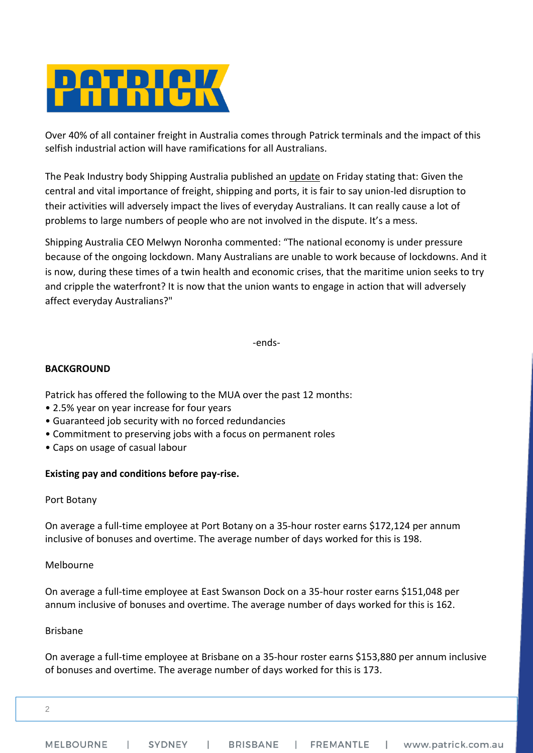Over 40% of all container freight in Australia comes through Patrick terminals and the impact of this selfish industrial action will have ramifications for all Australians.

The Peak Industry body Shipping Australia published an update on Friday stating that: Given the central and vital importance of freight, shipping and ports, it is fair to say union-led disruption to their activities will adversely impact the lives of everyday Australians. It can really cause a lot of problems to large numbers of people who are not involved in the dispute. It's a mess.

Shipping Australia CEO Melwyn Noronha commented: "The national economy is under pressure because of the ongoing lockdown. Many Australians are unable to work because of lockdowns. And it is now, during these times of a twin health and economic crises, that the maritime union seeks to try and cripple the waterfront? It is now that the union wants to engage in action that will adversely affect everyday Australians?"

-ends-

**BACKGROUND**

Patrick has offered the following to the MUA over the past 12 months:

- 2.5% year on year increase for four years
- Guaranteed job security with no forced redundancies
- Commitment to preserving jobs with a focus on permanent roles
- Caps on usage of casual labour

**Existing pay and conditions before pay-rise.**

Port Botany

On average a full-time employee at Port Botany on a 35-hour roster earns $172,124 per annum inclusive of bonuses and overtime. The average number of days worked for this is 198.

Melbourne

On average a full-time employee at East Swanson Dock on a 35-hour roster earns $151,048 per annum inclusive of bonuses and overtime. The average number of days worked for this is 162.

Brisbane

On average a full-time employee at Brisbane on a 35-hour roster earns $153,880 per annum inclusive of bonuses and overtime. The average number of days worked for this is 173.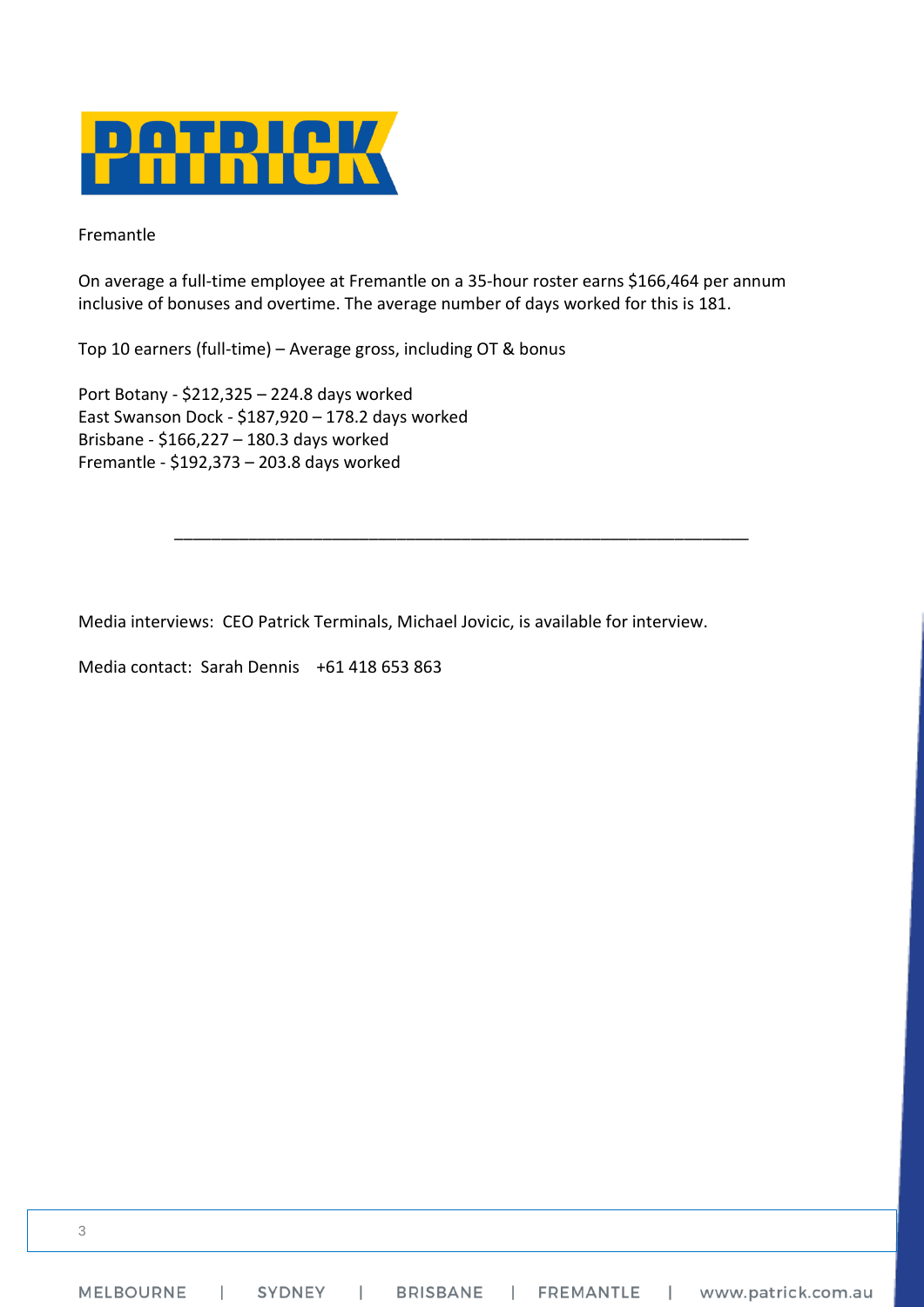Fremantle

On average a full-time employee at Fremantle on a 35-hour roster earns $166,464 per annum inclusive of bonuses and overtime. The average number of days worked for this is 181.

Top 10 earners (full-time) – Average gross, including OT & bonus

Port Botany - $212,325 – 224.8 days worked
East Swanson Dock - $187,920 – 178.2 days worked
Brisbane - $166,227 – 180.3 days worked
Fremantle - $192,373 – 203.8 days worked

---

Media interviews: CEO Patrick Terminals, Michael Jovicic, is available for interview.

Media contact: Sarah Dennis +61 418 653 863